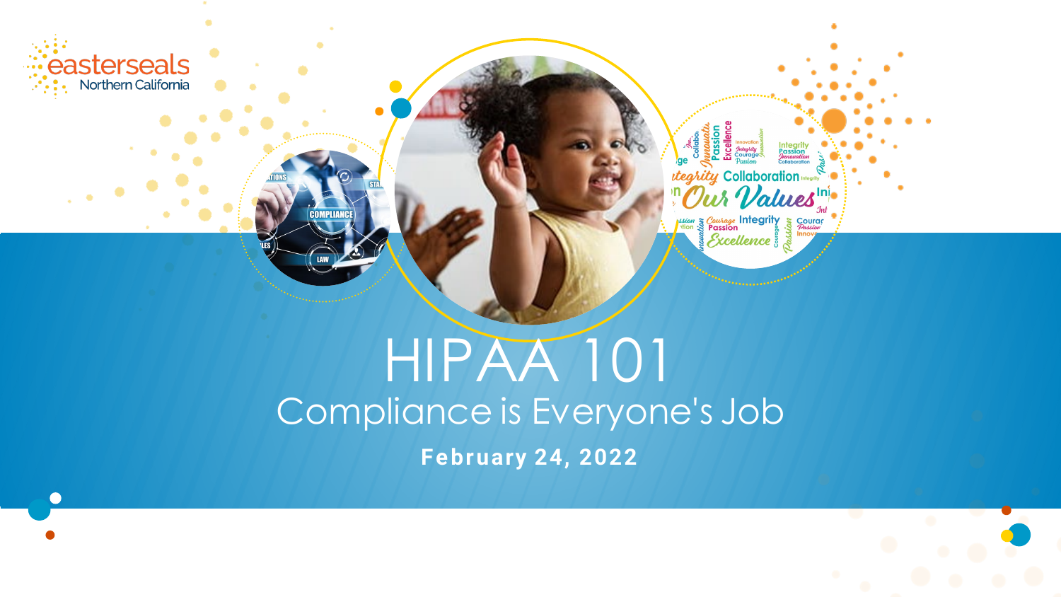easterseals Northern California

# HIPAA 101

## Compliance is Everyone's Job

**February 24, 2022**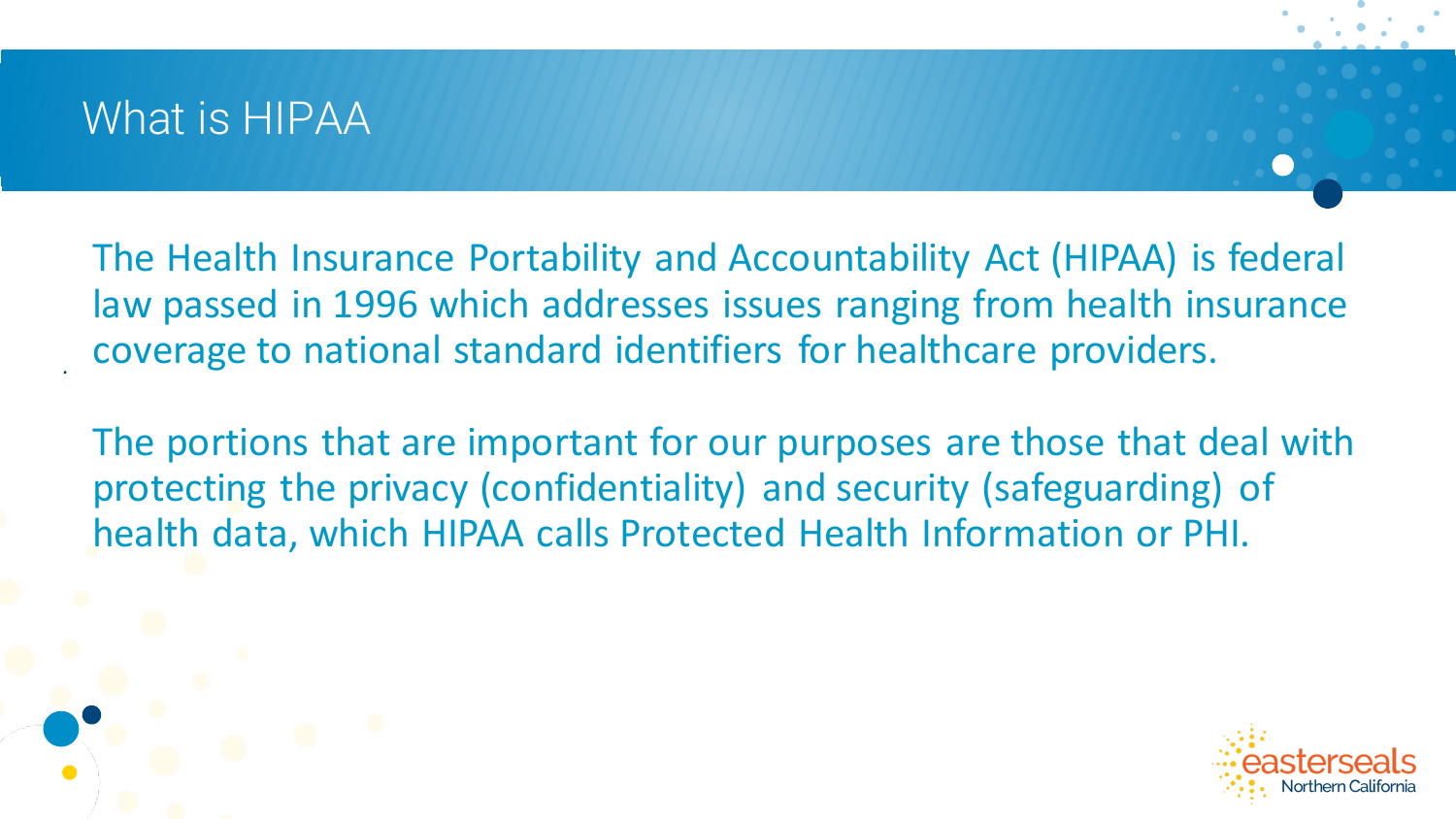# What is HIPAA

The Health Insurance Portability and Accountability Act (HIPAA) is federal law passed in 1996 which addresses issues ranging from health insurance coverage to national standard identifiers for healthcare providers.

The portions that are important for our purposes are those that deal with protecting the privacy (confidentiality) and security (safeguarding) of health data, which HIPAA calls Protected Health Information or PHI.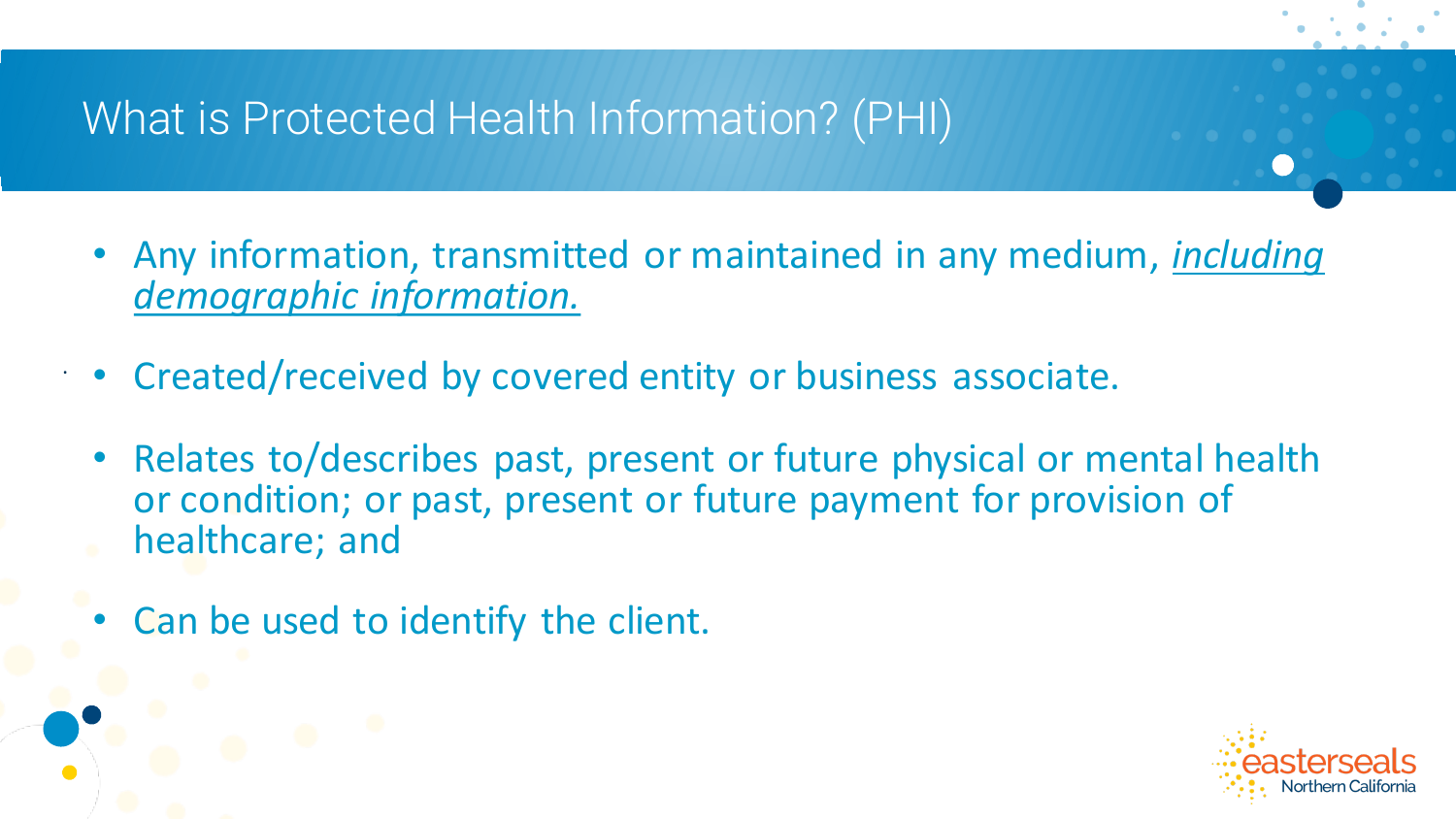# What is Protected Health Information? (PHI)

- Any information, transmitted or maintained in any medium, ***including demographic information.***
- Created/received by covered entity or business associate.
- Relates to/describes past, present or future physical or mental health or condition; or past, present or future payment for provision of healthcare; and
- Can be used to identify the client.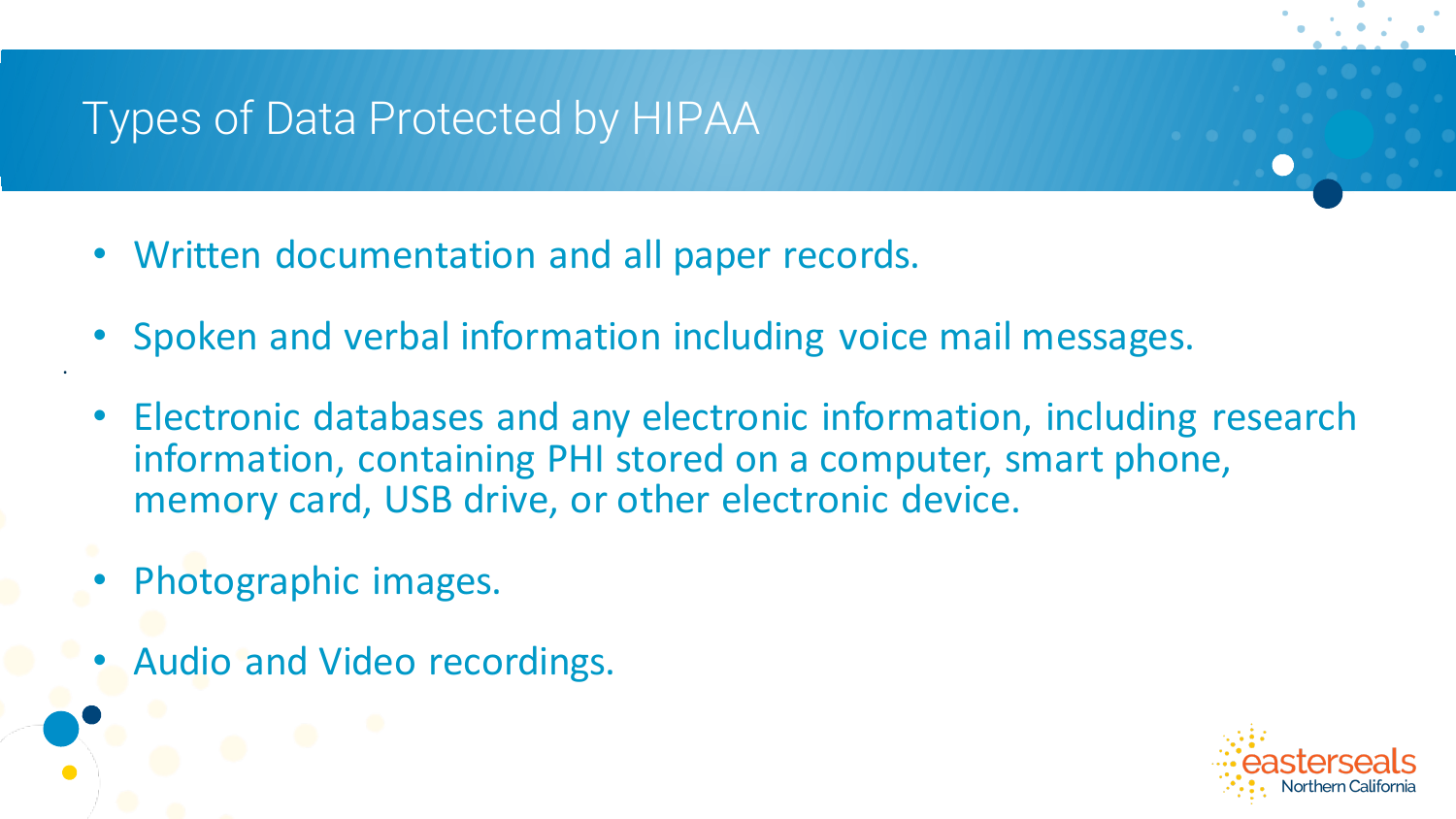# Types of Data Protected by HIPAA

- Written documentation and all paper records.
- Spoken and verbal information including voice mail messages.
- Electronic databases and any electronic information, including research information, containing PHI stored on a computer, smart phone, memory card, USB drive, or other electronic device.
- Photographic images.
- Audio and Video recordings.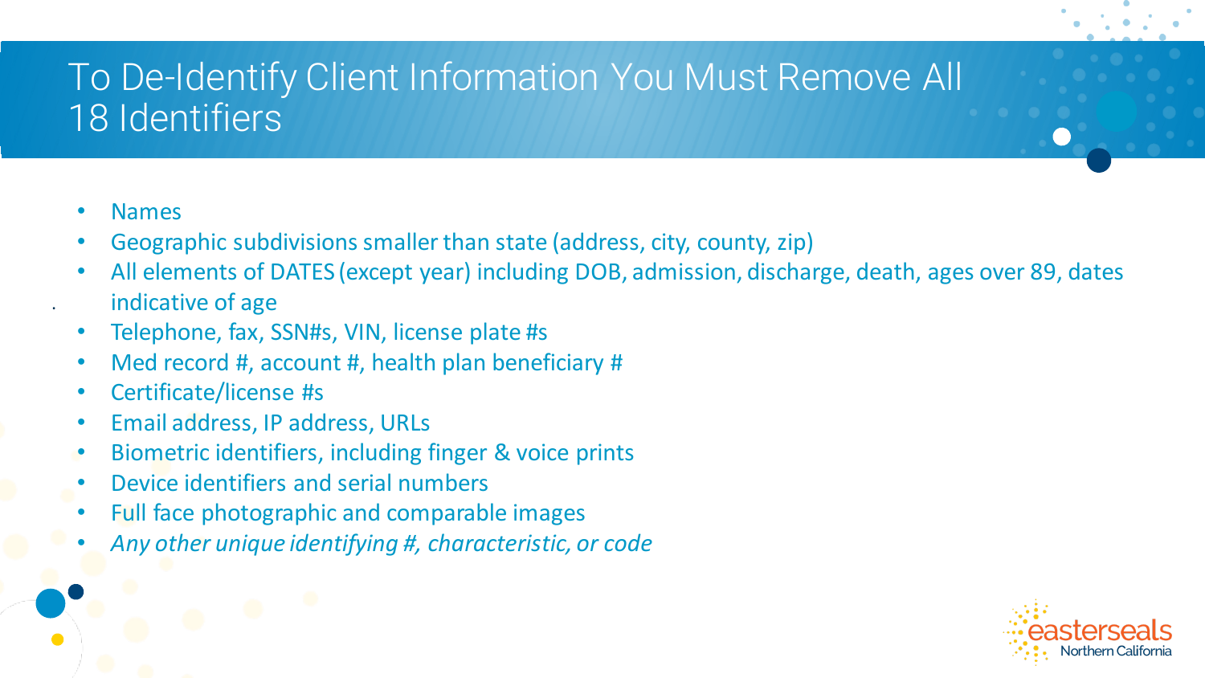# To De-Identify Client Information You Must Remove All 18 Identifiers

- Names
- Geographic subdivisions smaller than state (address, city, county, zip)
- All elements of DATES (except year) including DOB, admission, discharge, death, ages over 89, dates indicative of age
- Telephone, fax, SSN#s, VIN, license plate #s
- Med record #, account #, health plan beneficiary #
- Certificate/license #s
- Email address, IP address, URLs
- Biometric identifiers, including finger & voice prints
- Device identifiers and serial numbers
- Full face photographic and comparable images
- *Any other unique identifying #, characteristic, or code*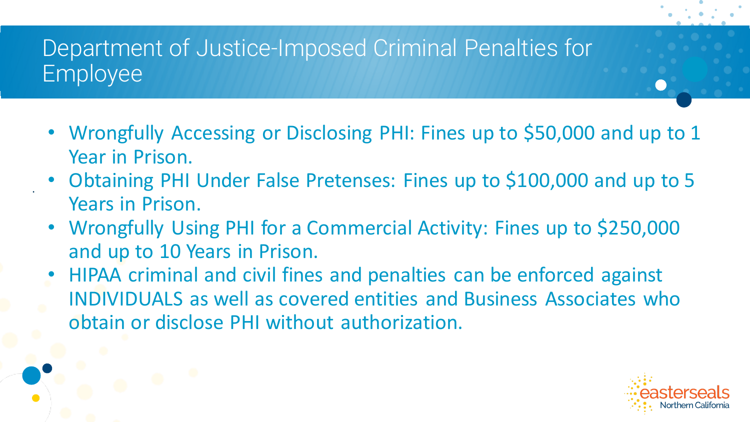# Department of Justice-Imposed Criminal Penalties for Employee

- Wrongfully Accessing or Disclosing PHI: Fines up to $50,000 and up to 1 Year in Prison.
- Obtaining PHI Under False Pretenses: Fines up to $100,000 and up to 5 Years in Prison.
- Wrongfully Using PHI for a Commercial Activity: Fines up to $250,000 and up to 10 Years in Prison.
- HIPAA criminal and civil fines and penalties can be enforced against INDIVIDUALS as well as covered entities and Business Associates who obtain or disclose PHI without authorization.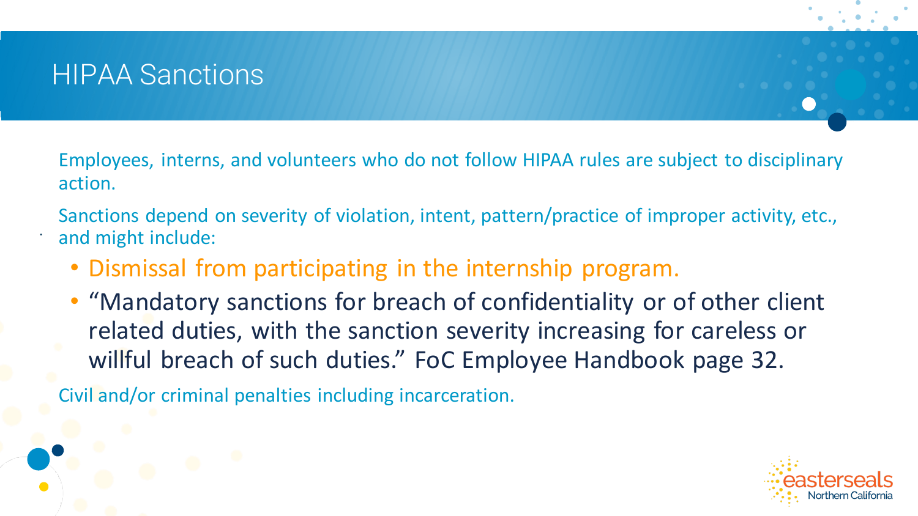# HIPAA Sanctions

Employees, interns, and volunteers who do not follow HIPAA rules are subject to disciplinary action.

Sanctions depend on severity of violation, intent, pattern/practice of improper activity, etc., and might include:

- Dismissal from participating in the internship program.
- "Mandatory sanctions for breach of confidentiality or of other client related duties, with the sanction severity increasing for careless or willful breach of such duties." FoC Employee Handbook page 32.

Civil and/or criminal penalties including incarceration.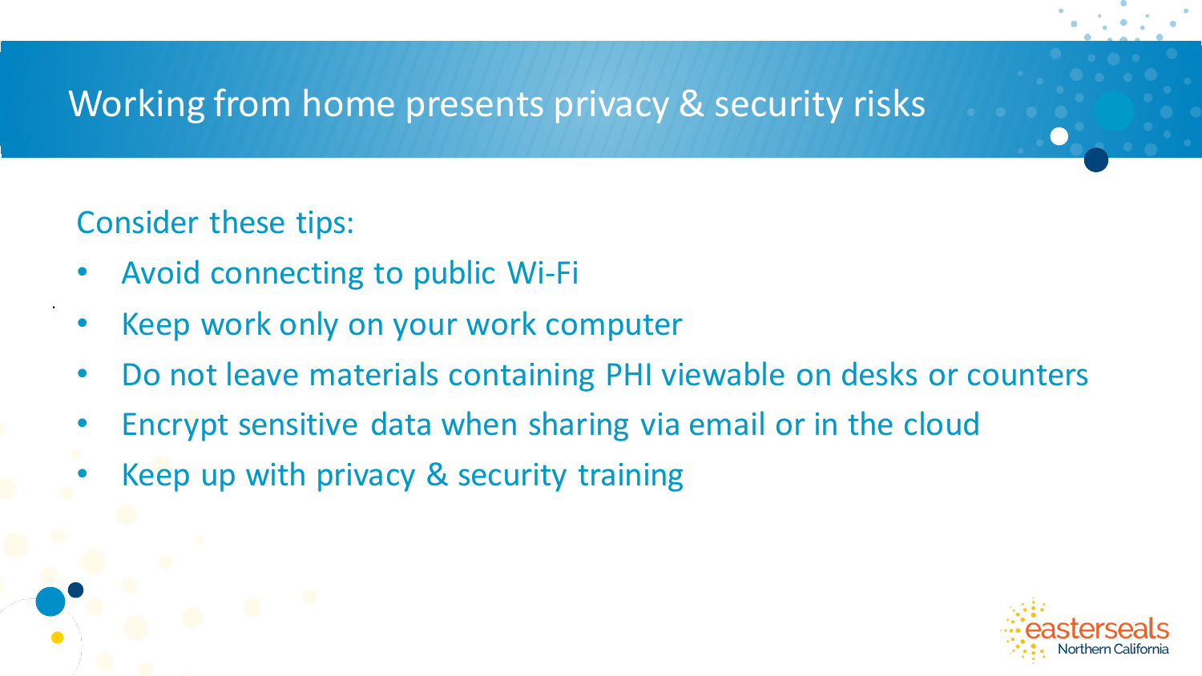# Working from home presents privacy & security risks

Consider these tips:

- Avoid connecting to public Wi-Fi
- Keep work only on your work computer
- Do not leave materials containing PHI viewable on desks or counters
- Encrypt sensitive data when sharing via email or in the cloud
- Keep up with privacy & security training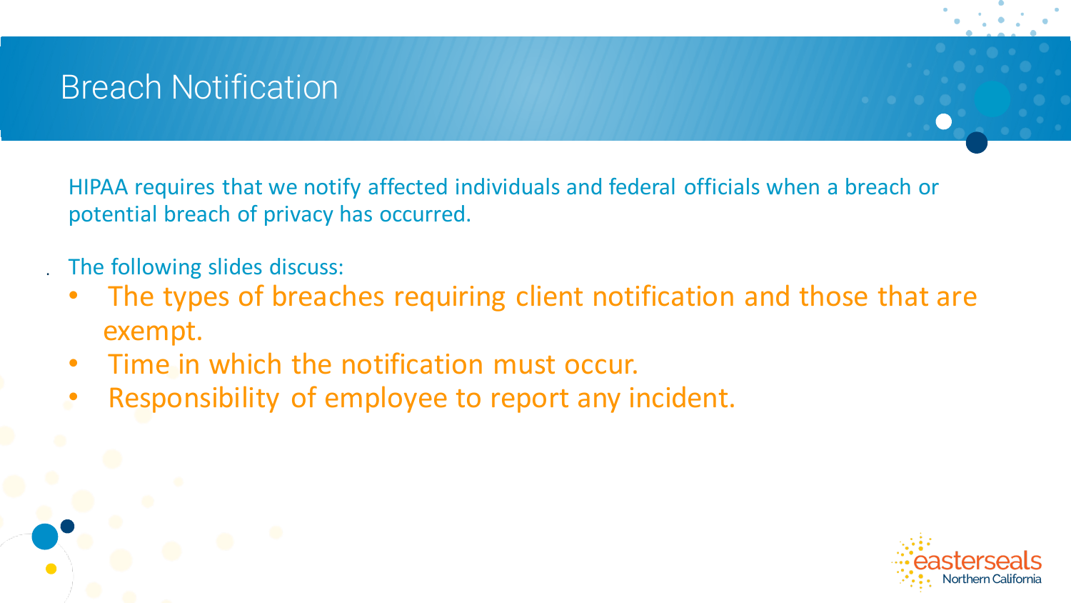# Breach Notification

HIPAA requires that we notify affected individuals and federal officials when a breach or potential breach of privacy has occurred.

The following slides discuss:

- The types of breaches requiring client notification and those that are exempt.
- Time in which the notification must occur.
- Responsibility of employee to report any incident.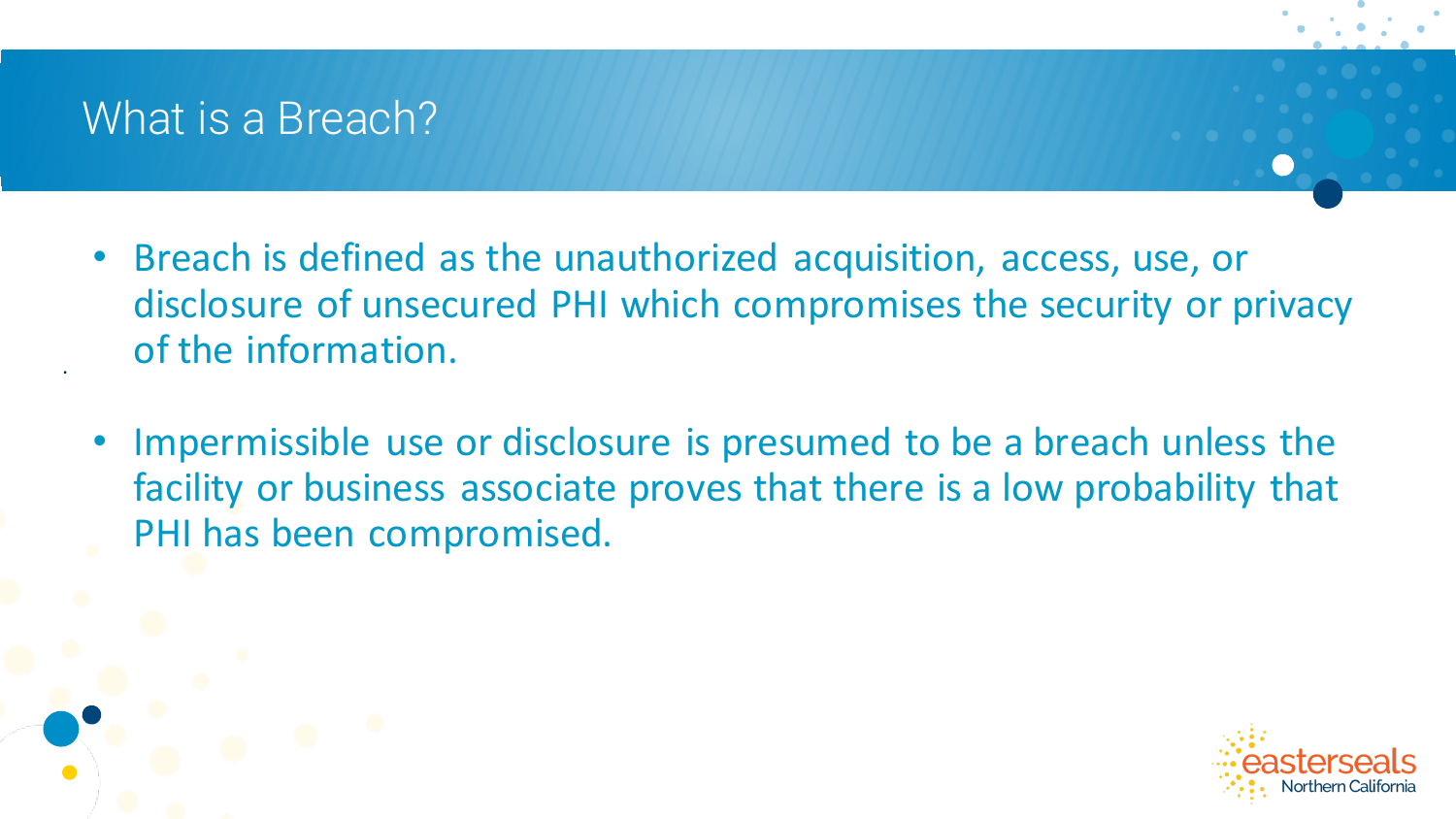# What is a Breach?

- Breach is defined as the unauthorized acquisition, access, use, or disclosure of unsecured PHI which compromises the security or privacy of the information.

- Impermissible use or disclosure is presumed to be a breach unless the facility or business associate proves that there is a low probability that PHI has been compromised.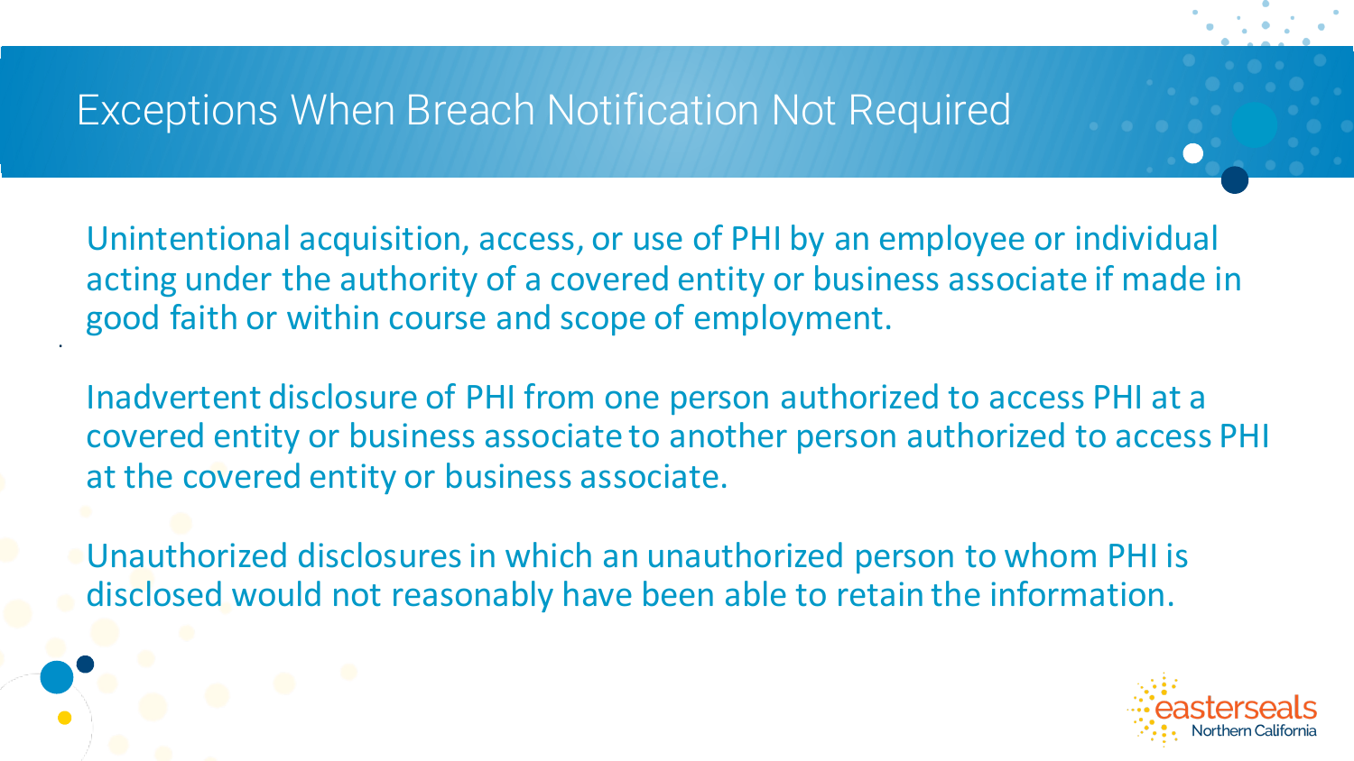# Exceptions When Breach Notification Not Required

Unintentional acquisition, access, or use of PHI by an employee or individual acting under the authority of a covered entity or business associate if made in good faith or within course and scope of employment.

Inadvertent disclosure of PHI from one person authorized to access PHI at a covered entity or business associate to another person authorized to access PHI at the covered entity or business associate.

Unauthorized disclosures in which an unauthorized person to whom PHI is disclosed would not reasonably have been able to retain the information.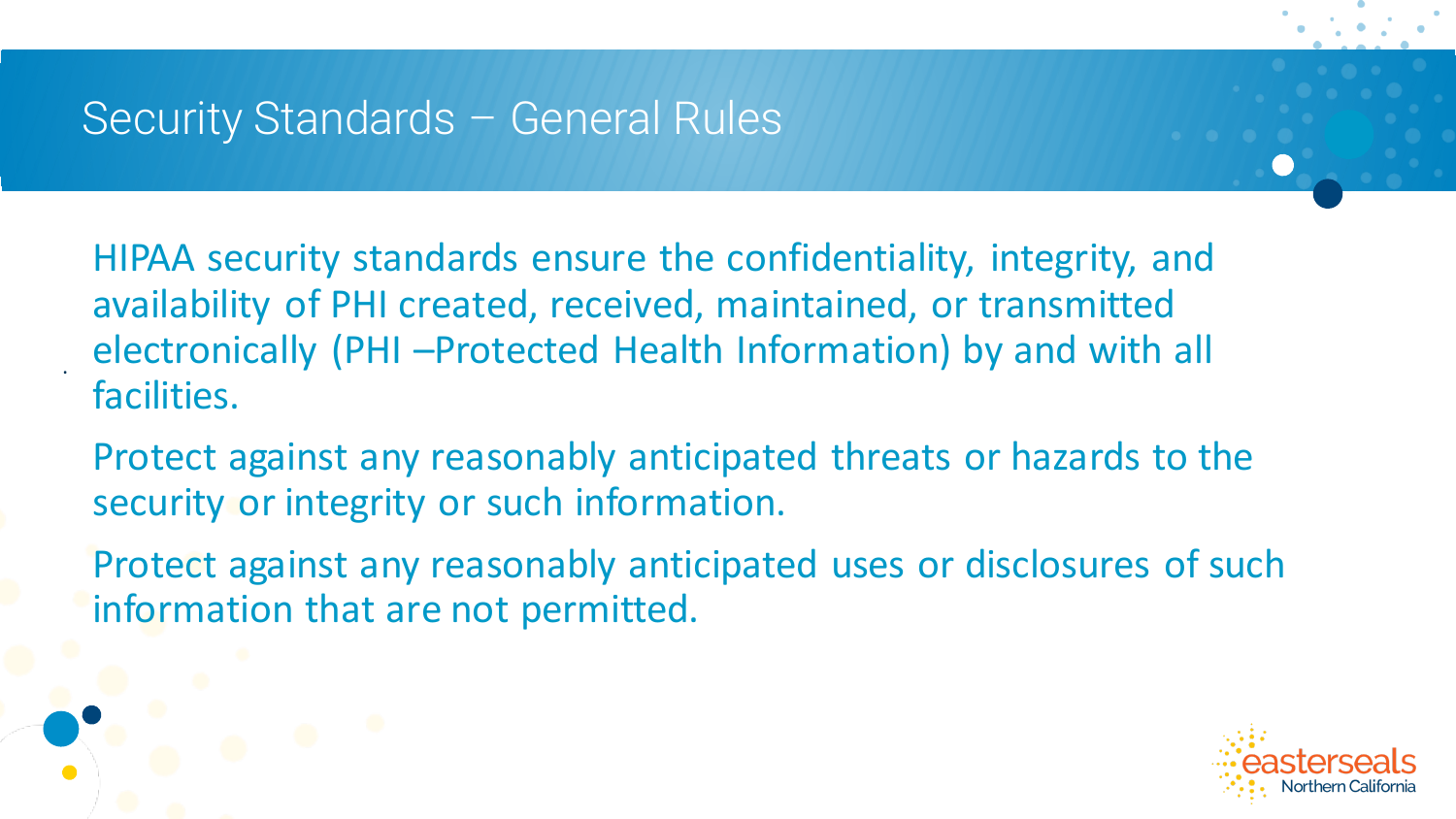# Security Standards – General Rules

HIPAA security standards ensure the confidentiality, integrity, and availability of PHI created, received, maintained, or transmitted electronically (PHI –Protected Health Information) by and with all facilities.

Protect against any reasonably anticipated threats or hazards to the security or integrity or such information.

Protect against any reasonably anticipated uses or disclosures of such information that are not permitted.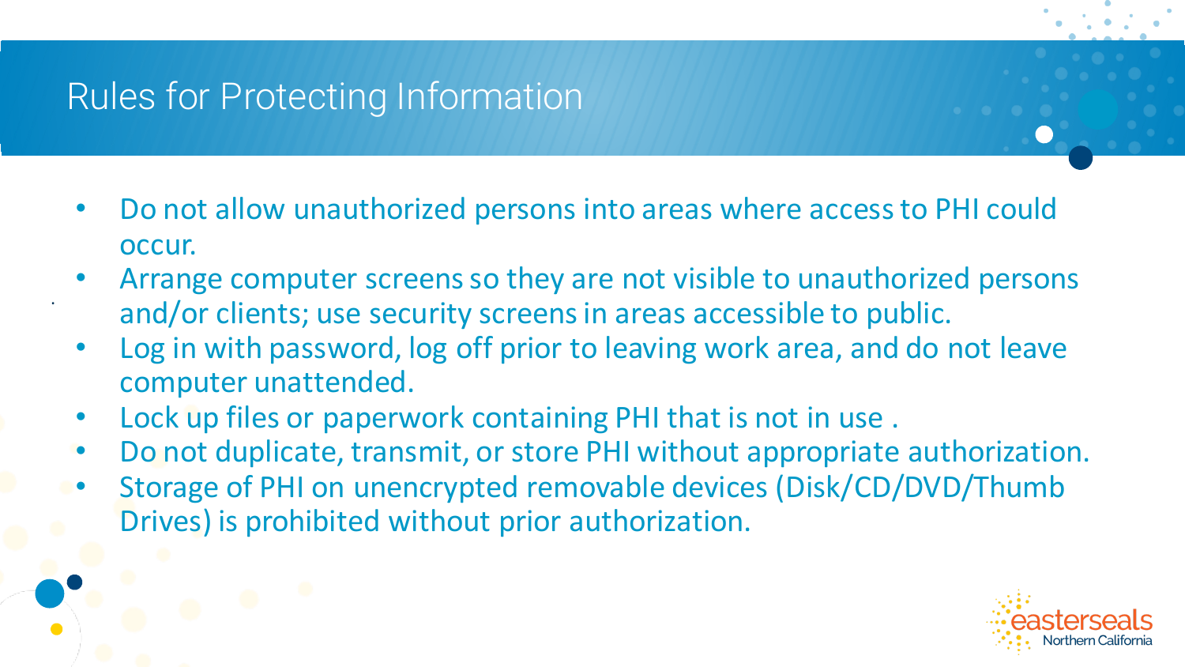# Rules for Protecting Information

- Do not allow unauthorized persons into areas where access to PHI could occur.
- Arrange computer screens so they are not visible to unauthorized persons and/or clients; use security screens in areas accessible to public.
- Log in with password, log off prior to leaving work area, and do not leave computer unattended.
- Lock up files or paperwork containing PHI that is not in use .
- Do not duplicate, transmit, or store PHI without appropriate authorization.
- Storage of PHI on unencrypted removable devices (Disk/CD/DVD/Thumb Drives) is prohibited without prior authorization.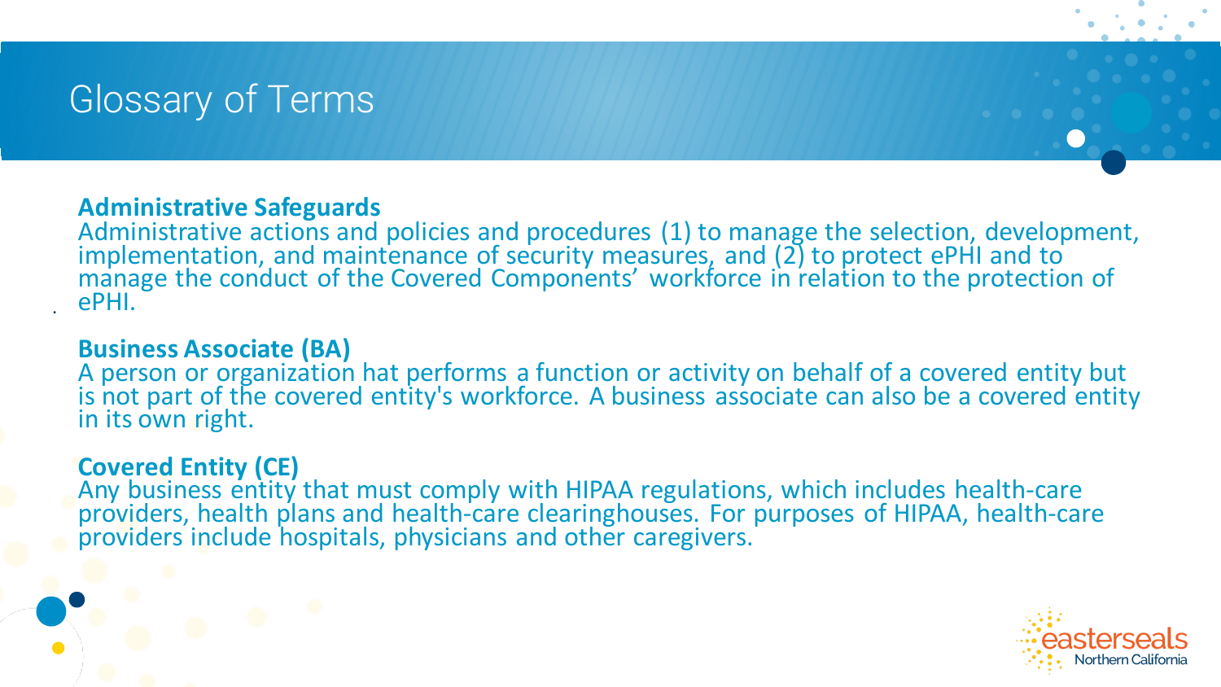# Glossary of Terms

**Administrative Safeguards**
Administrative actions and policies and procedures (1) to manage the selection, development, implementation, and maintenance of security measures, and (2) to protect ePHI and to manage the conduct of the Covered Components' workforce in relation to the protection of ePHI.

**Business Associate (BA)**
A person or organization hat performs a function or activity on behalf of a covered entity but is not part of the covered entity's workforce. A business associate can also be a covered entity in its own right.

**Covered Entity (CE)**
Any business entity that must comply with HIPAA regulations, which includes health-care providers, health plans and health-care clearinghouses. For purposes of HIPAA, health-care providers include hospitals, physicians and other caregivers.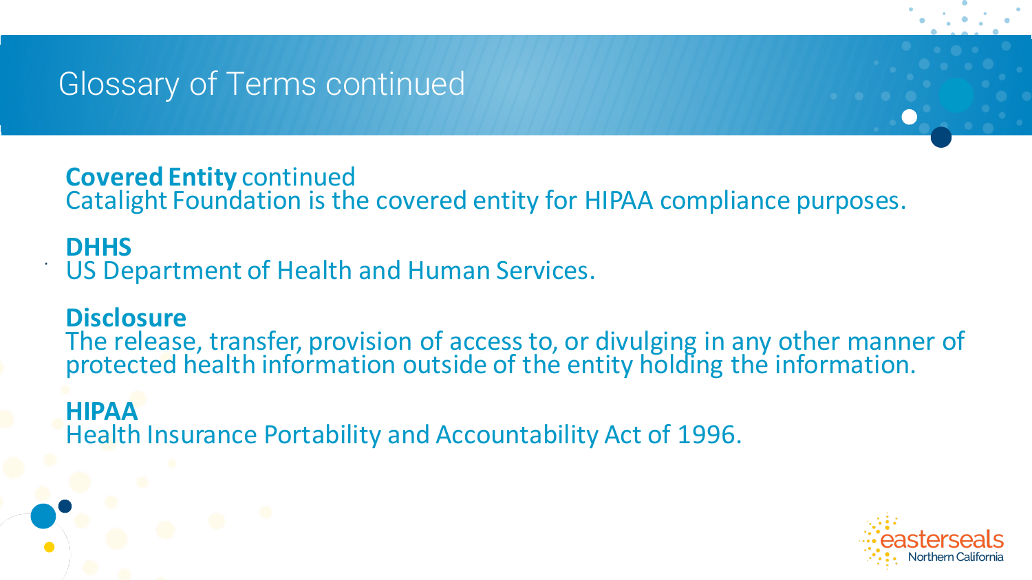# Glossary of Terms continued

**Covered Entity** continued
Catalight Foundation is the covered entity for HIPAA compliance purposes.

**DHHS**
US Department of Health and Human Services.

**Disclosure**
The release, transfer, provision of access to, or divulging in any other manner of protected health information outside of the entity holding the information.

**HIPAA**
Health Insurance Portability and Accountability Act of 1996.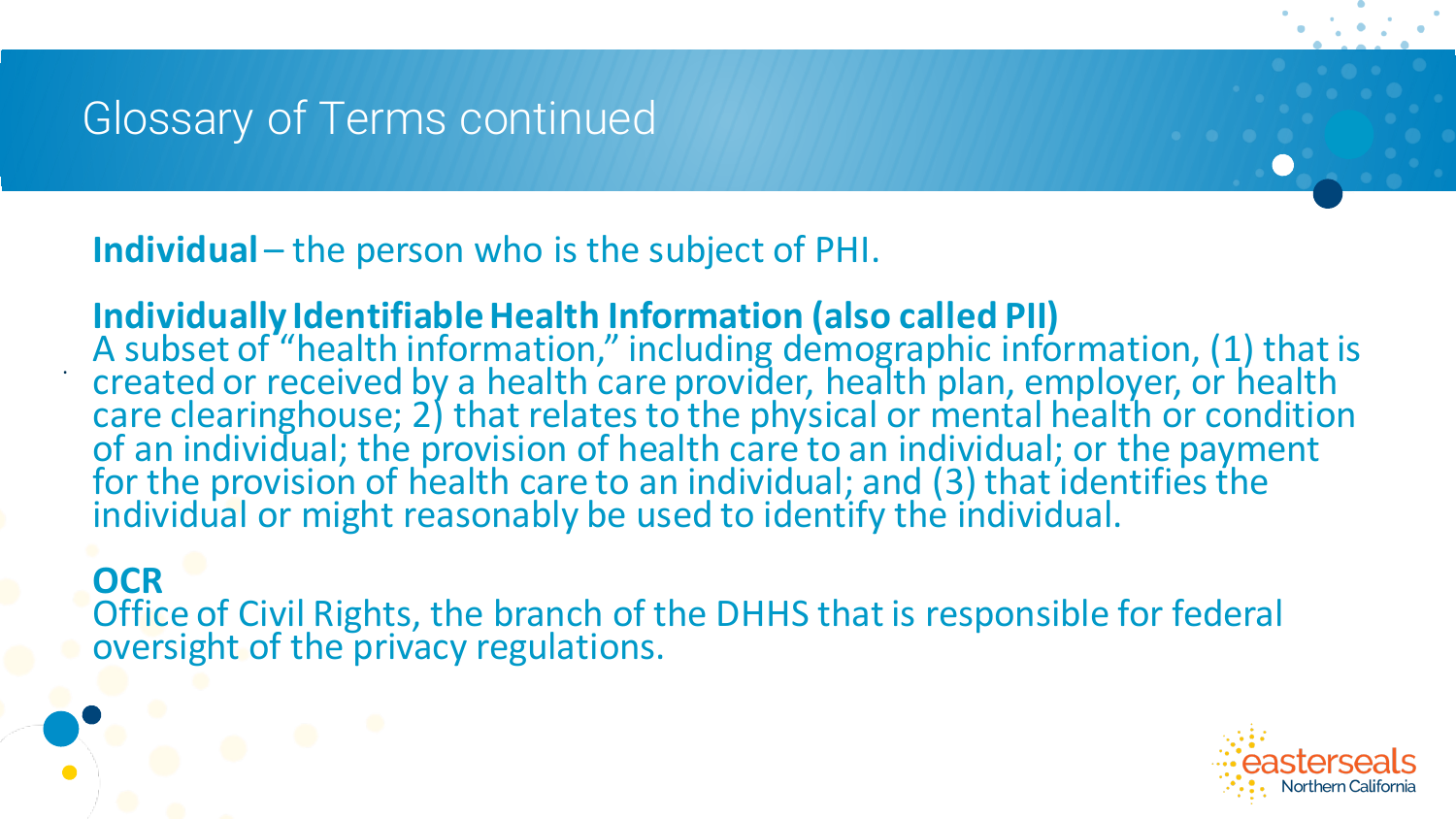# Glossary of Terms continued

**Individual** – the person who is the subject of PHI.

**Individually Identifiable Health Information (also called PII)**
A subset of "health information," including demographic information, (1) that is created or received by a health care provider, health plan, employer, or health care clearinghouse; 2) that relates to the physical or mental health or condition of an individual; the provision of health care to an individual; or the payment for the provision of health care to an individual; and (3) that identifies the individual or might reasonably be used to identify the individual.

**OCR**
Office of Civil Rights, the branch of the DHHS that is responsible for federal oversight of the privacy regulations.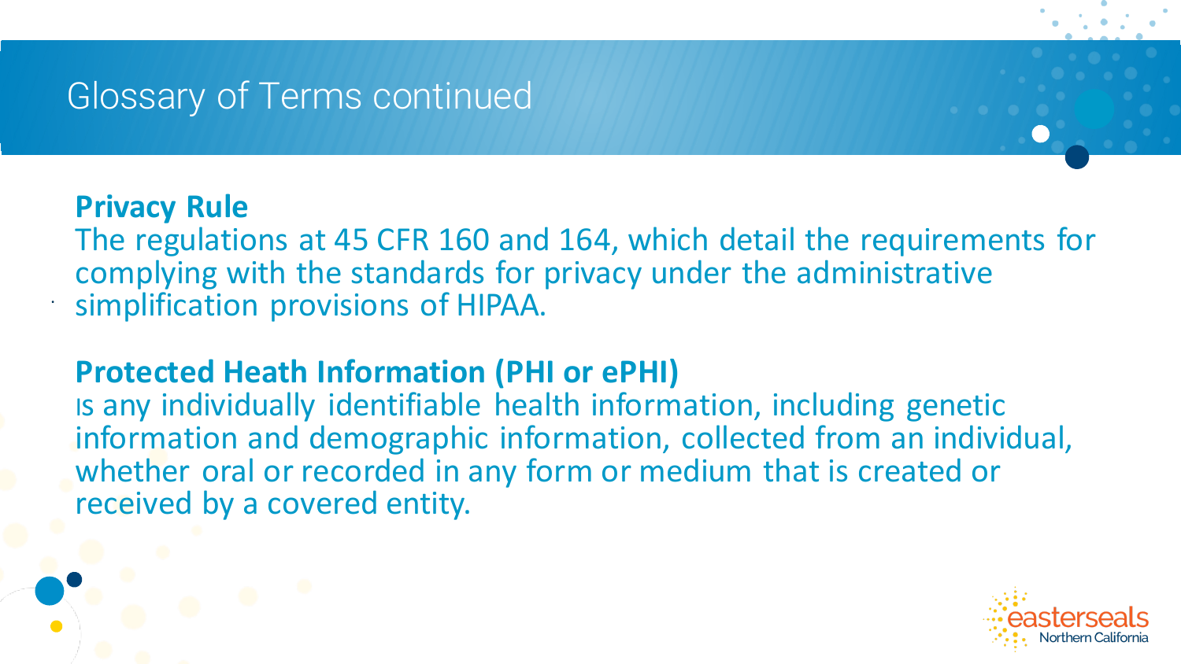# Glossary of Terms continued

**Privacy Rule**

The regulations at 45 CFR 160 and 164, which detail the requirements for complying with the standards for privacy under the administrative simplification provisions of HIPAA.

**Protected Heath Information (PHI or ePHI)**

Is any individually identifiable health information, including genetic information and demographic information, collected from an individual, whether oral or recorded in any form or medium that is created or received by a covered entity.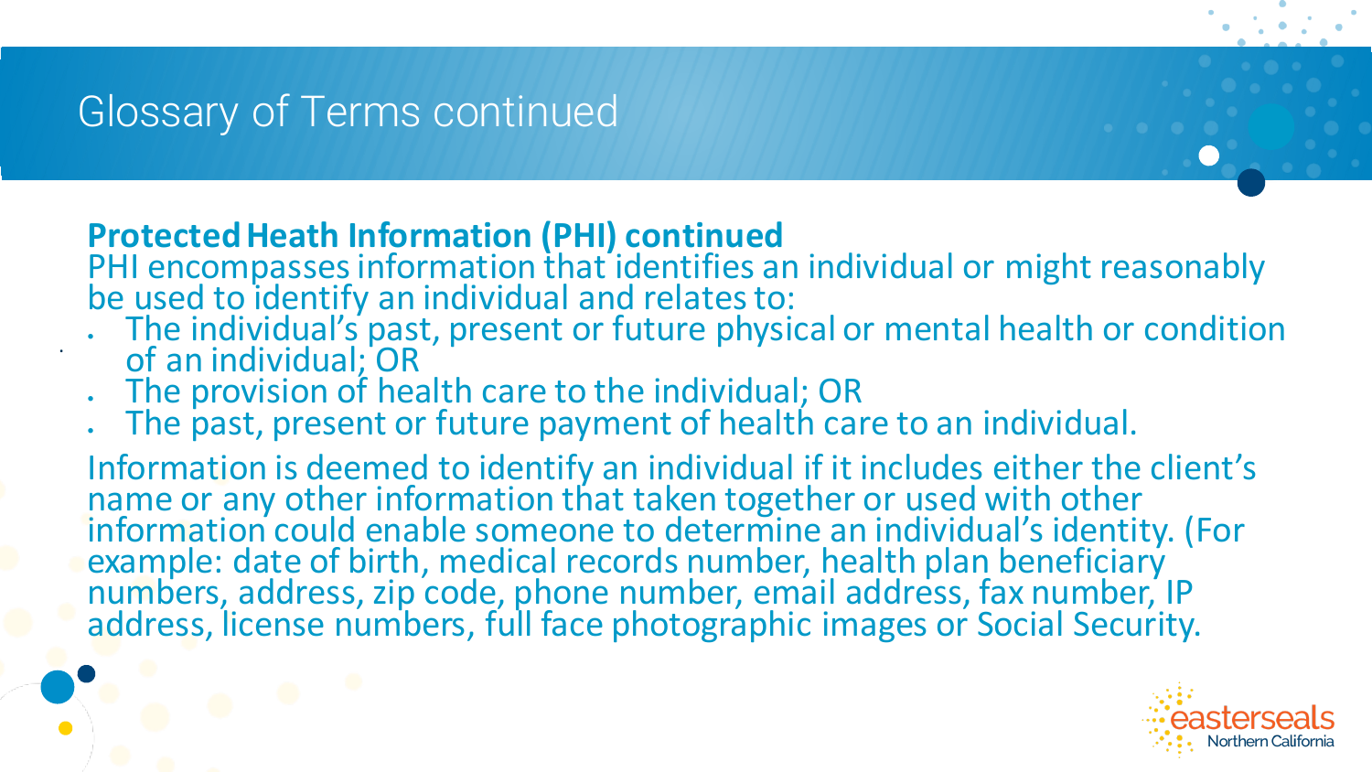# Glossary of Terms continued

**Protected Heath Information (PHI) continued**

PHI encompasses information that identifies an individual or might reasonably be used to identify an individual and relates to:

- The individual's past, present or future physical or mental health or condition of an individual; OR
- The provision of health care to the individual; OR
- The past, present or future payment of health care to an individual.

Information is deemed to identify an individual if it includes either the client's name or any other information that taken together or used with other information could enable someone to determine an individual's identity. (For example: date of birth, medical records number, health plan beneficiary numbers, address, zip code, phone number, email address, fax number, IP address, license numbers, full face photographic images or Social Security.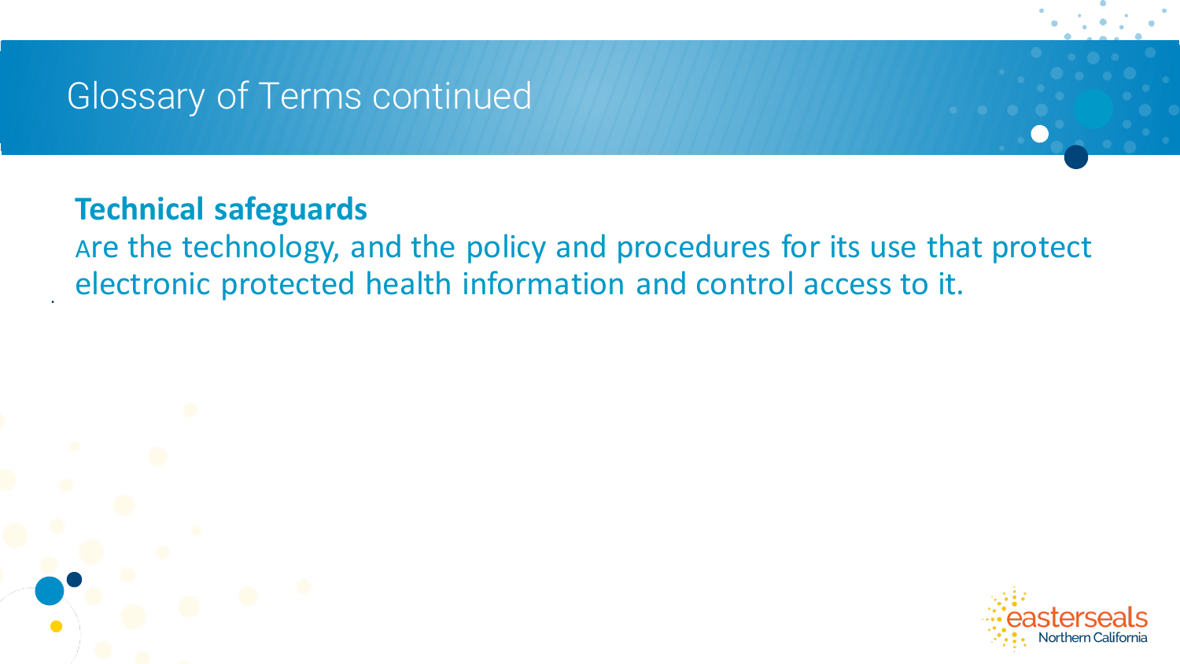# Glossary of Terms continued

**Technical safeguards**

Are the technology, and the policy and procedures for its use that protect electronic protected health information and control access to it.